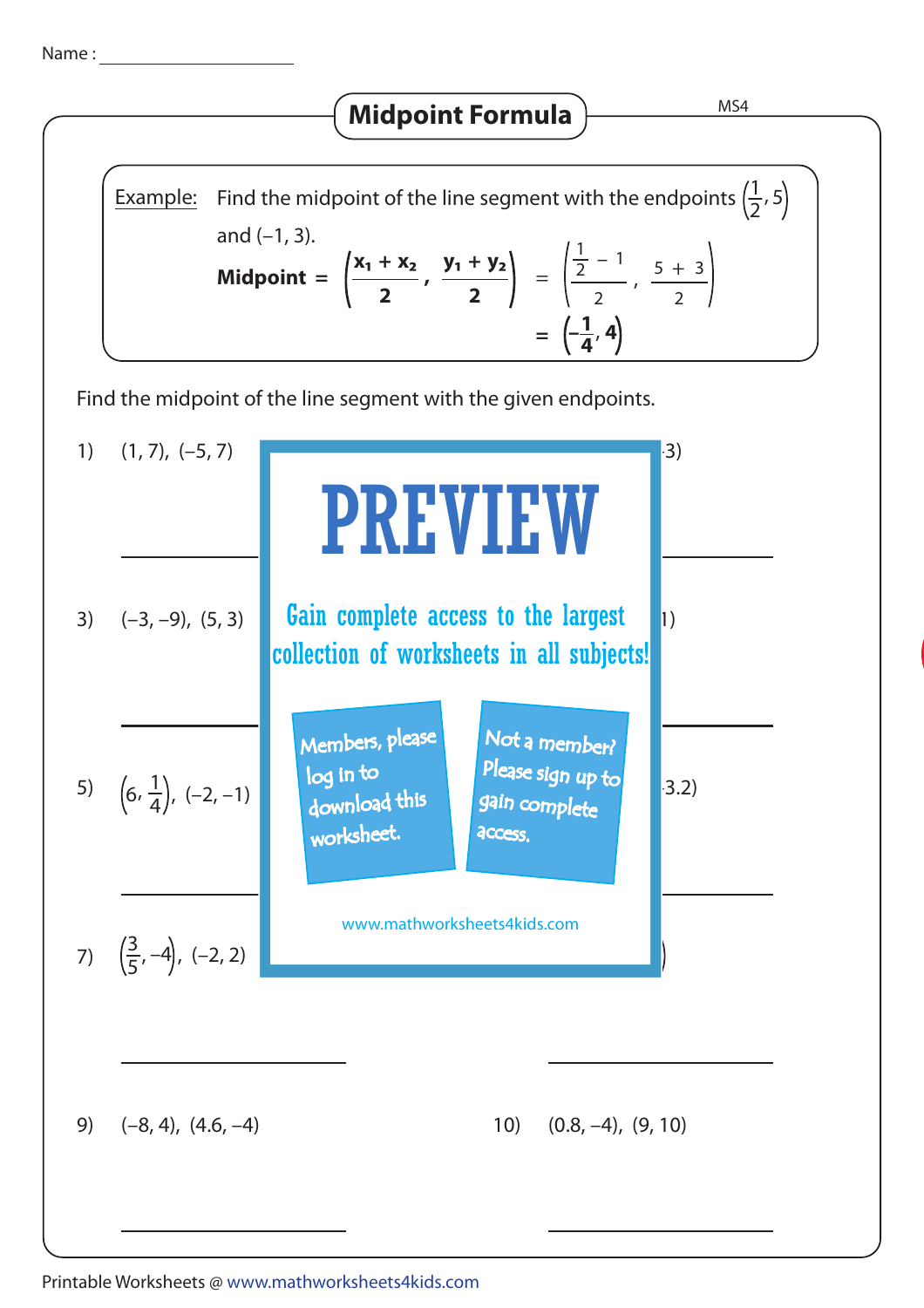Name : ____________________

# Midpoint Formula

MS4

Example: Find the midpoint of the line segment with the endpoints $\left(\frac{1}{2}, 5\right)$ and (–1, 3).

$$\textbf{Midpoint} = \left(\frac{x_1 + x_2}{2}, \frac{y_1 + y_2}{2}\right) = \left(\frac{\frac{1}{2} - 1}{2}, \frac{5 + 3}{2}\right)$$

$$= \left(-\frac{1}{4}, 4\right)$$

Find the midpoint of the line segment with the given endpoints.

1) (1, 7), (–5, 7)

____________________

3) (–3, –9), (5, 3)

____________________

5) $\left(6, \frac{1}{4}\right)$, (–2, –1)

____________________

7) $\left(\frac{3}{5}, -4\right)$, (–2, 2)

____________________

9) (–8, 4), (4.6, –4)

____________________

10) (0.8, –4), (9, 10)

____________________

PREVIEW

Gain complete access to the largest collection of worksheets in all subjects!

Members, please log in to download this worksheet.

Not a member? Please sign up to gain complete access.

www.mathworksheets4kids.com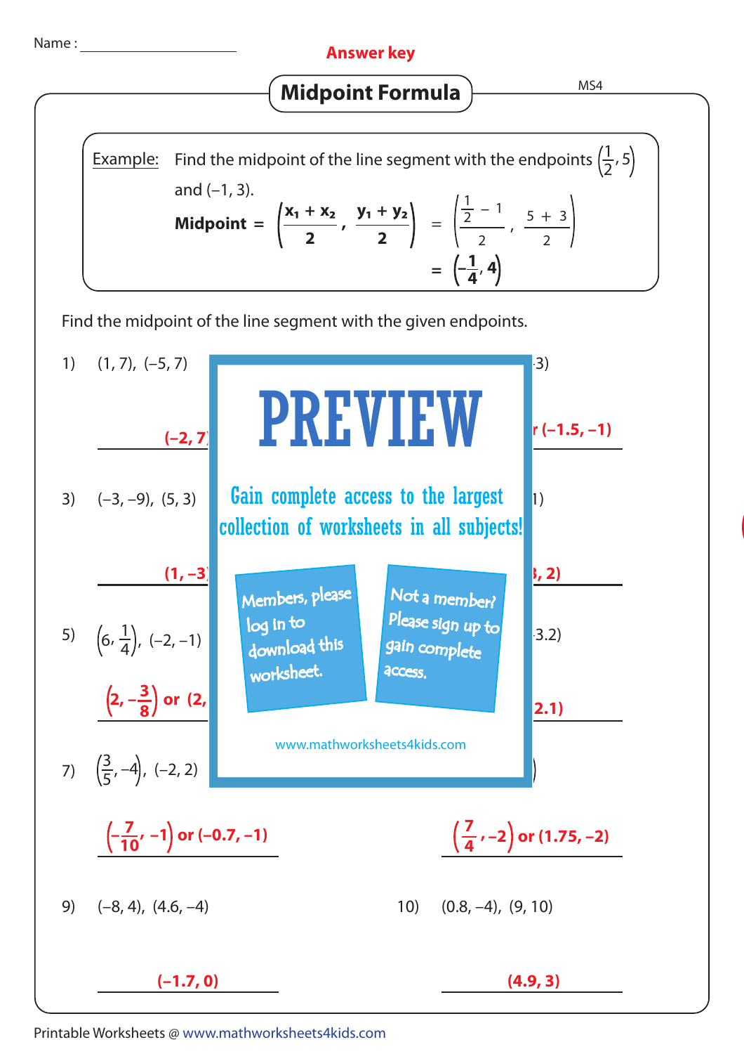Name : ____________________

**Answer key**

# Midpoint Formula

MS4

Example: Find the midpoint of the line segment with the endpoints $\left(\frac{1}{2}, 5\right)$ and (–1, 3).

$$\textbf{Midpoint} = \left(\frac{x_1 + x_2}{2}, \frac{y_1 + y_2}{2}\right) = \left(\frac{\frac{1}{2} - 1}{2}, \frac{5 + 3}{2}\right)$$

$$= \left(-\frac{1}{4}, 4\right)$$

Find the midpoint of the line segment with the given endpoints.

1) (1, 7), (–5, 7)

**(–2, 7)**

…3)

**…r (–1.5, –1)**

3) (–3, –9), (5, 3)

**(1, –3)**

…1)

**…, 2)**

5) $\left(6, \frac{1}{4}\right)$, (–2, –1)

**$\left(2, -\frac{3}{8}\right)$ or (2, …**

…3.2)

**…2.1)**

7) $\left(\frac{3}{5}, -4\right)$, (–2, 2)

**$\left(-\frac{7}{10}, -1\right)$ or (–0.7, –1)**

…)

**$\left(\frac{7}{4}, -2\right)$ or (1.75, –2)**

9) (–8, 4), (4.6, –4)

**(–1.7, 0)**

10) (0.8, –4), (9, 10)

**(4.9, 3)**

PREVIEW

Gain complete access to the largest collection of worksheets in all subjects!

Members, please log in to download this worksheet.

Not a member? Please sign up to gain complete access.

www.mathworksheets4kids.com

Printable Worksheets @ www.mathworksheets4kids.com